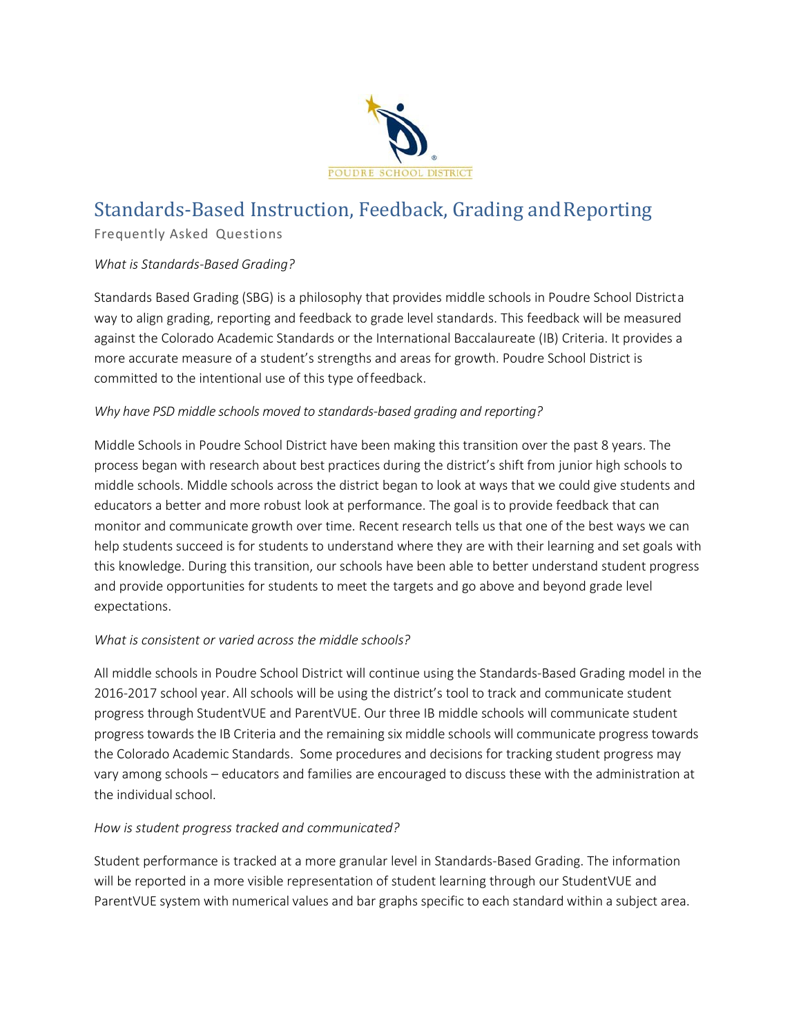POUDRE SCHOOL DISTRICT

# Standards-Based Instruction, Feedback, Grading and Reporting

Frequently Asked Questions

*What is Standards-Based Grading?*

Standards Based Grading (SBG) is a philosophy that provides middle schools in Poudre School District a way to align grading, reporting and feedback to grade level standards. This feedback will be measured against the Colorado Academic Standards or the International Baccalaureate (IB) Criteria. It provides a more accurate measure of a student's strengths and areas for growth. Poudre School District is committed to the intentional use of this type of feedback.

*Why have PSD middle schools moved to standards-based grading and reporting?*

Middle Schools in Poudre School District have been making this transition over the past 8 years. The process began with research about best practices during the district's shift from junior high schools to middle schools. Middle schools across the district began to look at ways that we could give students and educators a better and more robust look at performance. The goal is to provide feedback that can monitor and communicate growth over time. Recent research tells us that one of the best ways we can help students succeed is for students to understand where they are with their learning and set goals with this knowledge. During this transition, our schools have been able to better understand student progress and provide opportunities for students to meet the targets and go above and beyond grade level expectations.

*What is consistent or varied across the middle schools?*

All middle schools in Poudre School District will continue using the Standards-Based Grading model in the 2016-2017 school year. All schools will be using the district's tool to track and communicate student progress through StudentVUE and ParentVUE. Our three IB middle schools will communicate student progress towards the IB Criteria and the remaining six middle schools will communicate progress towards the Colorado Academic Standards. Some procedures and decisions for tracking student progress may vary among schools – educators and families are encouraged to discuss these with the administration at the individual school.

*How is student progress tracked and communicated?*

Student performance is tracked at a more granular level in Standards-Based Grading. The information will be reported in a more visible representation of student learning through our StudentVUE and ParentVUE system with numerical values and bar graphs specific to each standard within a subject area.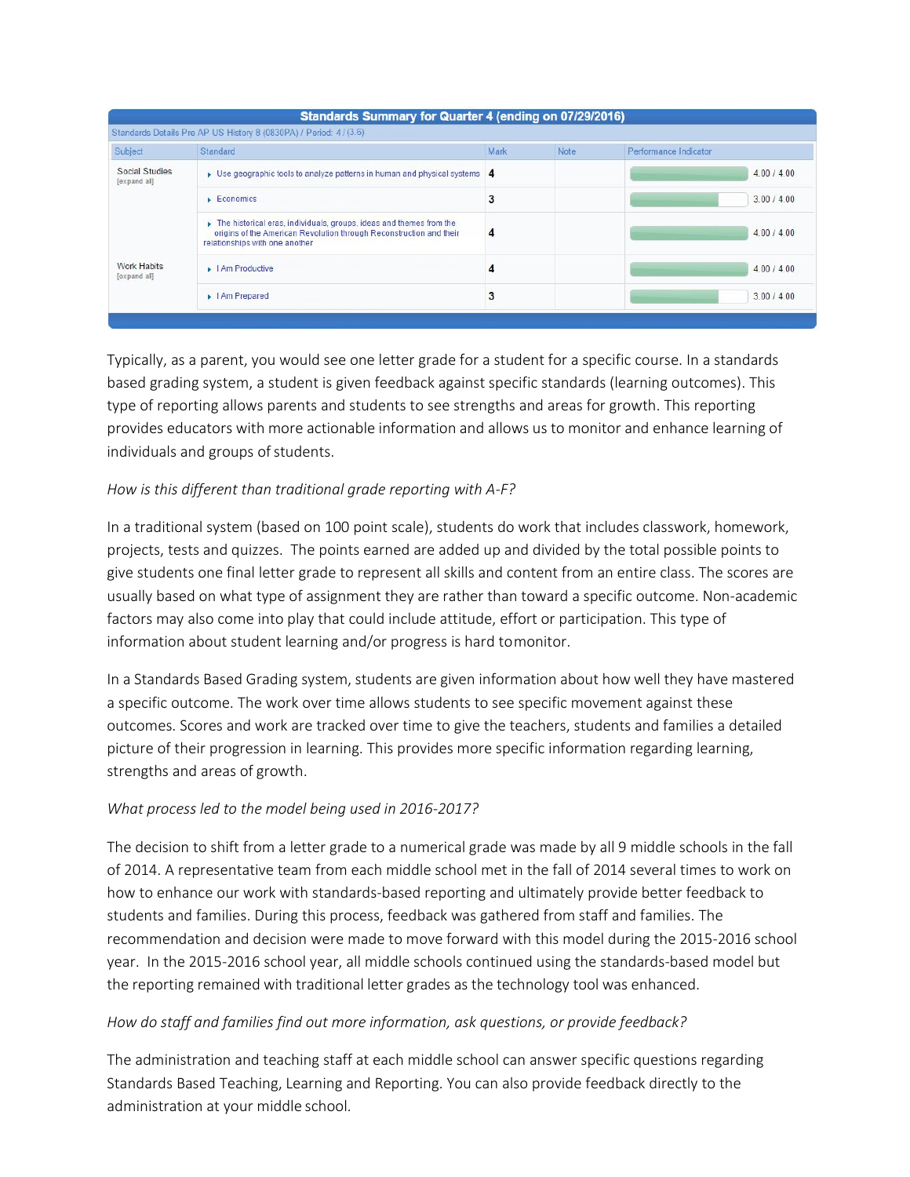| Standards Summary for Quarter 4 (ending on 07/29/2016) | | | | |
|---|---|---|---|---|
| Standards Details Pre AP US History 8 (0830PA) / Period: 4 / (3.6) | | | | |
| Subject | Standard | Mark | Note | Performance Indicator |
| Social Studies [expand all] | Use geographic tools to analyze patterns in human and physical systems | 4 | | 4.00 / 4.00 |
| | Economics | 3 | | 3.00 / 4.00 |
| | The historical eras, individuals, groups, ideas and themes from the origins of the American Revolution through Reconstruction and their relationships with one another | 4 | | 4.00 / 4.00 |
| Work Habits [expand all] | I Am Productive | 4 | | 4.00 / 4.00 |
| | I Am Prepared | 3 | | 3.00 / 4.00 |

Typically, as a parent, you would see one letter grade for a student for a specific course. In a standards based grading system, a student is given feedback against specific standards (learning outcomes). This type of reporting allows parents and students to see strengths and areas for growth. This reporting provides educators with more actionable information and allows us to monitor and enhance learning of individuals and groups of students.

*How is this different than traditional grade reporting with A-F?*

In a traditional system (based on 100 point scale), students do work that includes classwork, homework, projects, tests and quizzes. The points earned are added up and divided by the total possible points to give students one final letter grade to represent all skills and content from an entire class. The scores are usually based on what type of assignment they are rather than toward a specific outcome. Non-academic factors may also come into play that could include attitude, effort or participation. This type of information about student learning and/or progress is hard to monitor.

In a Standards Based Grading system, students are given information about how well they have mastered a specific outcome. The work over time allows students to see specific movement against these outcomes. Scores and work are tracked over time to give the teachers, students and families a detailed picture of their progression in learning. This provides more specific information regarding learning, strengths and areas of growth.

*What process led to the model being used in 2016-2017?*

The decision to shift from a letter grade to a numerical grade was made by all 9 middle schools in the fall of 2014. A representative team from each middle school met in the fall of 2014 several times to work on how to enhance our work with standards-based reporting and ultimately provide better feedback to students and families. During this process, feedback was gathered from staff and families. The recommendation and decision were made to move forward with this model during the 2015-2016 school year. In the 2015-2016 school year, all middle schools continued using the standards-based model but the reporting remained with traditional letter grades as the technology tool was enhanced.

*How do staff and families find out more information, ask questions, or provide feedback?*

The administration and teaching staff at each middle school can answer specific questions regarding Standards Based Teaching, Learning and Reporting. You can also provide feedback directly to the administration at your middle school.